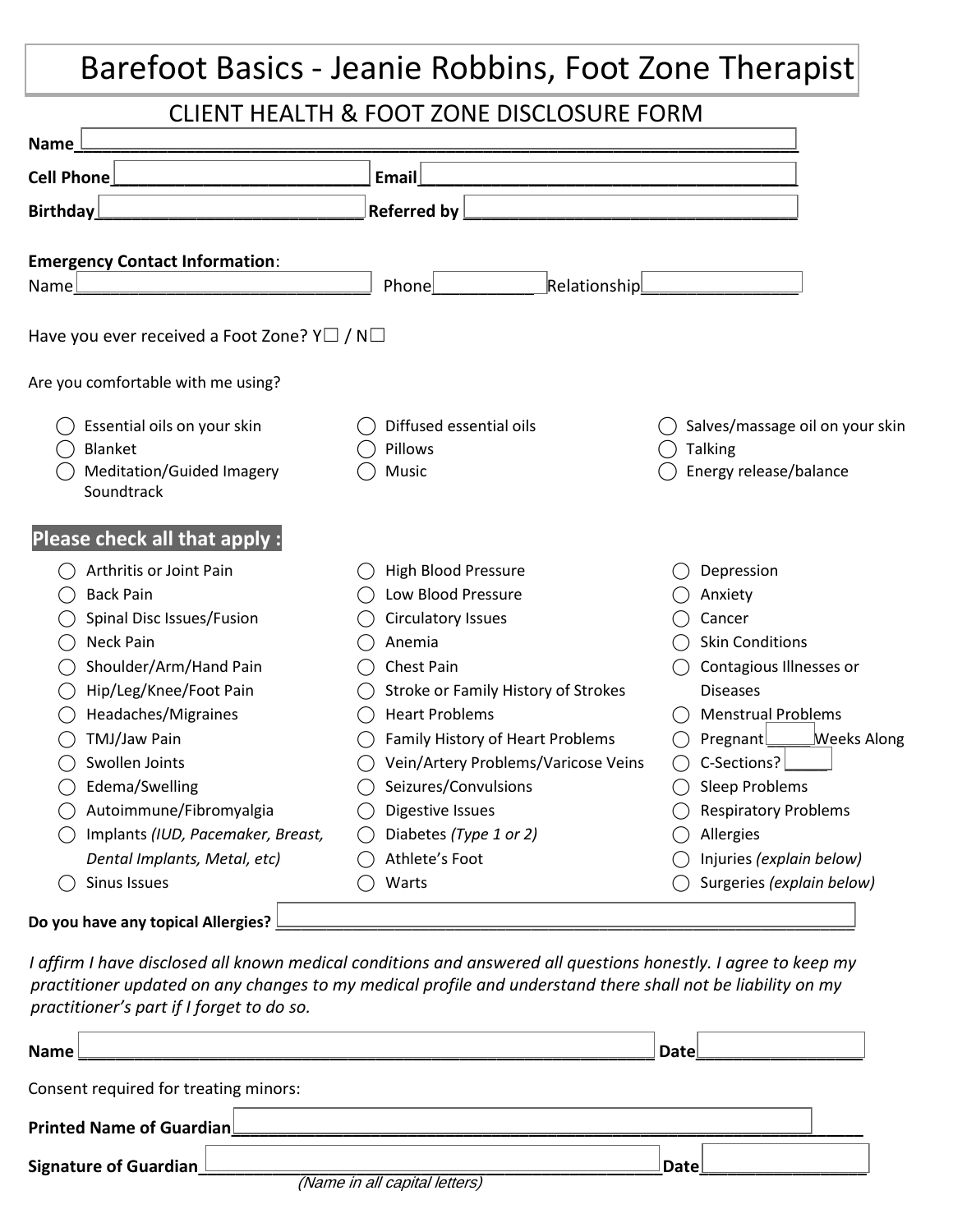# Barefoot Basics - Jeanie Robbins, Foot Zone Therapist

## CLIENT HEALTH & FOOT ZONE DISCLOSURE FORM

**Name**\_\_\_\_\_\_\_\_\_\_\_\_\_\_\_\_\_\_\_\_\_\_\_\_\_\_\_\_\_\_\_\_\_\_\_\_\_\_\_\_\_\_\_\_\_\_\_\_\_\_\_\_\_\_\_\_\_\_\_\_

**Cell Phone**\_\_\_\_\_\_\_\_\_\_\_\_\_\_\_\_\_\_\_\_\_\_\_\_ **Email**\_\_\_\_\_\_\_\_\_\_\_\_\_\_\_\_\_\_\_\_\_\_\_\_\_\_\_\_\_\_\_

**Birthday**\_\_\_\_\_\_\_\_\_\_\_\_\_\_\_\_\_\_\_\_\_\_\_\_ **Referred by** \_\_\_\_\_\_\_\_\_\_\_\_\_\_\_\_\_\_\_\_\_\_\_\_\_\_\_

**Emergency Contact Information**:

Name\_\_\_\_\_\_\_\_\_\_\_\_\_\_\_\_\_\_\_\_\_\_\_\_ Phone\_\_\_\_\_\_\_\_\_\_ Relationship\_\_\_\_\_\_\_\_\_\_\_\_\_\_

Have you ever received a Foot Zone? Y☐ / N☐

Are you comfortable with me using?

- ◯ Essential oils on your skin
- ◯ Blanket
- ◯ Meditation/Guided Imagery Soundtrack
- ◯ Diffused essential oils
- ◯ Pillows
- ◯ Music
- ◯ Salves/massage oil on your skin
- ◯ Talking
- ◯ Energy release/balance

**Please check all that apply :**

- ◯ Arthritis or Joint Pain
- ◯ Back Pain
- ◯ Spinal Disc Issues/Fusion
- ◯ Neck Pain
- ◯ Shoulder/Arm/Hand Pain
- ◯ Hip/Leg/Knee/Foot Pain
- ◯ Headaches/Migraines
- ◯ TMJ/Jaw Pain
- ◯ Swollen Joints
- ◯ Edema/Swelling
- ◯ Autoimmune/Fibromyalgia
- ◯ Implants *(IUD, Pacemaker, Breast, Dental Implants, Metal, etc)*
- ◯ Sinus Issues
- ◯ High Blood Pressure
- ◯ Low Blood Pressure
- ◯ Circulatory Issues
- ◯ Anemia
- ◯ Chest Pain
- ◯ Stroke or Family History of Strokes
- ◯ Heart Problems
- ◯ Family History of Heart Problems
- ◯ Vein/Artery Problems/Varicose Veins
- ◯ Seizures/Convulsions
- ◯ Digestive Issues
- ◯ Diabetes *(Type 1 or 2)*
- ◯ Athlete's Foot
- ◯ Warts
- ◯ Depression
- ◯ Anxiety
- ◯ Cancer
- ◯ Skin Conditions
- ◯ Contagious Illnesses or Diseases
- ◯ Menstrual Problems
- ◯ Pregnant\_\_\_\_\_Weeks Along
- ◯ C-Sections? \_\_\_\_\_
- ◯ Sleep Problems
- ◯ Respiratory Problems
- ◯ Allergies
- ◯ Injuries *(explain below)*
- ◯ Surgeries *(explain below)*

**Do you have any topical Allergies?** \_\_\_\_\_\_\_\_\_\_\_\_\_\_\_\_\_\_\_\_\_\_\_\_\_\_\_\_\_\_\_\_\_\_\_\_\_\_\_\_\_\_\_\_

*I affirm I have disclosed all known medical conditions and answered all questions honestly. I agree to keep my practitioner updated on any changes to my medical profile and understand there shall not be liability on my practitioner's part if I forget to do so.*

**Name** \_\_\_\_\_\_\_\_\_\_\_\_\_\_\_\_\_\_\_\_\_\_\_\_\_\_\_\_\_\_\_\_\_\_\_\_\_\_\_\_\_\_\_\_\_ **Date**\_\_\_\_\_\_\_\_\_\_\_\_\_\_

Consent required for treating minors:

**Printed Name of Guardian**\_\_\_\_\_\_\_\_\_\_\_\_\_\_\_\_\_\_\_\_\_\_\_\_\_\_\_\_\_\_\_\_\_\_\_\_\_\_\_\_\_\_\_\_\_\_\_\_\_

**Signature of Guardian**\_\_\_\_\_\_\_\_\_\_\_\_\_\_\_\_\_\_\_\_\_\_\_\_\_\_\_\_\_\_\_\_\_\_\_\_\_\_ **Date**\_\_\_\_\_\_\_\_\_\_\_\_\_\_

*(Name in all capital letters)*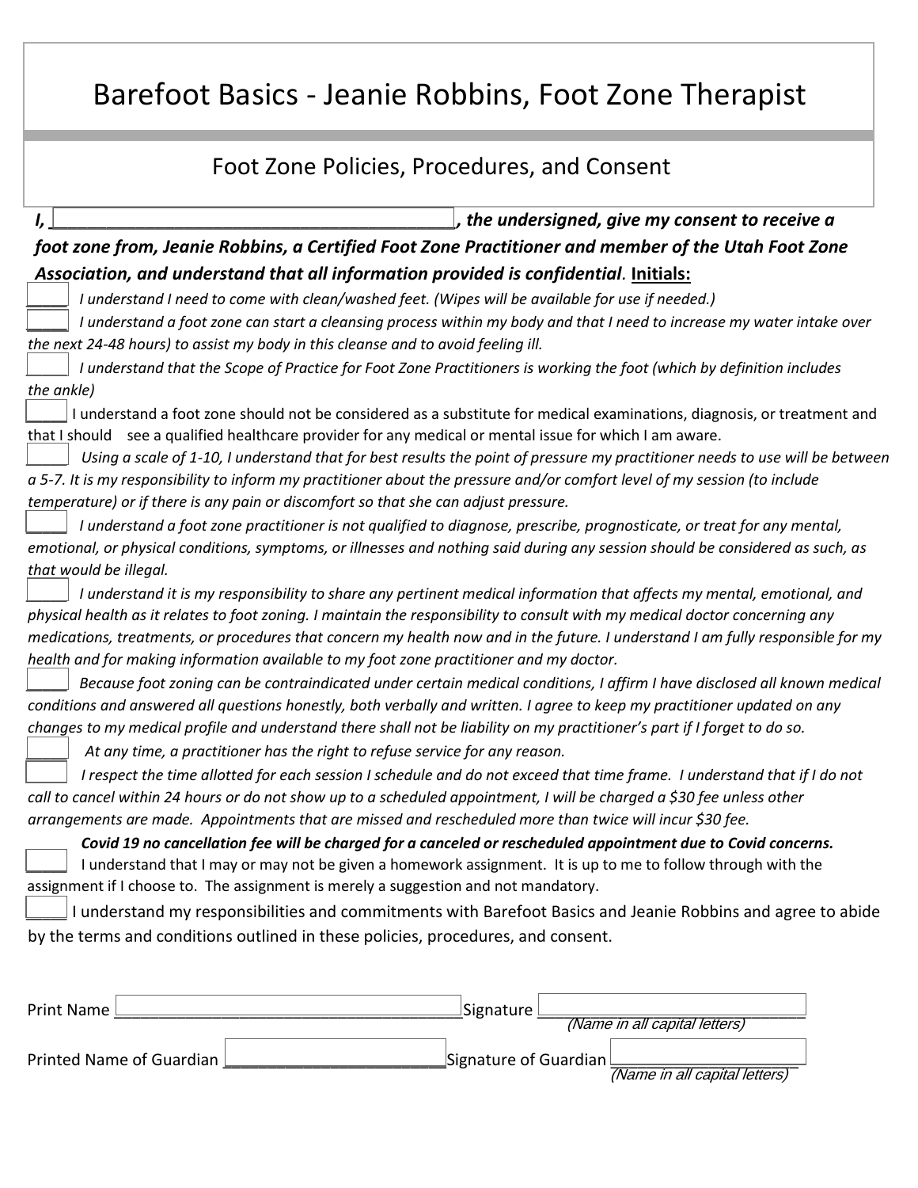# Barefoot Basics - Jeanie Robbins, Foot Zone Therapist

## Foot Zone Policies, Procedures, and Consent

***I, ___________________________________________, the undersigned, give my consent to receive a foot zone from, Jeanie Robbins, a Certified Foot Zone Practitioner and member of the Utah Foot Zone Association, and understand that all information provided is confidential.*** **Initials:**

_____ *I understand I need to come with clean/washed feet. (Wipes will be available for use if needed.)*

_____ *I understand a foot zone can start a cleansing process within my body and that I need to increase my water intake over the next 24-48 hours) to assist my body in this cleanse and to avoid feeling ill.*

_____ *I understand that the Scope of Practice for Foot Zone Practitioners is working the foot (which by definition includes the ankle)*

_____ I understand a foot zone should not be considered as a substitute for medical examinations, diagnosis, or treatment and that I should see a qualified healthcare provider for any medical or mental issue for which I am aware.

_____ *Using a scale of 1-10, I understand that for best results the point of pressure my practitioner needs to use will be between a 5-7. It is my responsibility to inform my practitioner about the pressure and/or comfort level of my session (to include temperature) or if there is any pain or discomfort so that she can adjust pressure.*

_____ *I understand a foot zone practitioner is not qualified to diagnose, prescribe, prognosticate, or treat for any mental, emotional, or physical conditions, symptoms, or illnesses and nothing said during any session should be considered as such, as that would be illegal.*

_____ *I understand it is my responsibility to share any pertinent medical information that affects my mental, emotional, and physical health as it relates to foot zoning. I maintain the responsibility to consult with my medical doctor concerning any medications, treatments, or procedures that concern my health now and in the future. I understand I am fully responsible for my health and for making information available to my foot zone practitioner and my doctor.*

_____ *Because foot zoning can be contraindicated under certain medical conditions, I affirm I have disclosed all known medical conditions and answered all questions honestly, both verbally and written. I agree to keep my practitioner updated on any changes to my medical profile and understand there shall not be liability on my practitioner's part if I forget to do so.*

_____ *At any time, a practitioner has the right to refuse service for any reason.*

_____ *I respect the time allotted for each session I schedule and do not exceed that time frame. I understand that if I do not call to cancel within 24 hours or do not show up to a scheduled appointment, I will be charged a $30 fee unless other arrangements are made. Appointments that are missed and rescheduled more than twice will incur $30 fee.*

***Covid 19 no cancellation fee will be charged for a canceled or rescheduled appointment due to Covid concerns.***

_____ I understand that I may or may not be given a homework assignment. It is up to me to follow through with the assignment if I choose to. The assignment is merely a suggestion and not mandatory.

_____ I understand my responsibilities and commitments with Barefoot Basics and Jeanie Robbins and agree to abide by the terms and conditions outlined in these policies, procedures, and consent.

Print Name ________________________________________ Signature ______________________________
*(Name in all capital letters)*

Printed Name of Guardian _________________________ Signature of Guardian ______________________
*(Name in all capital letters)*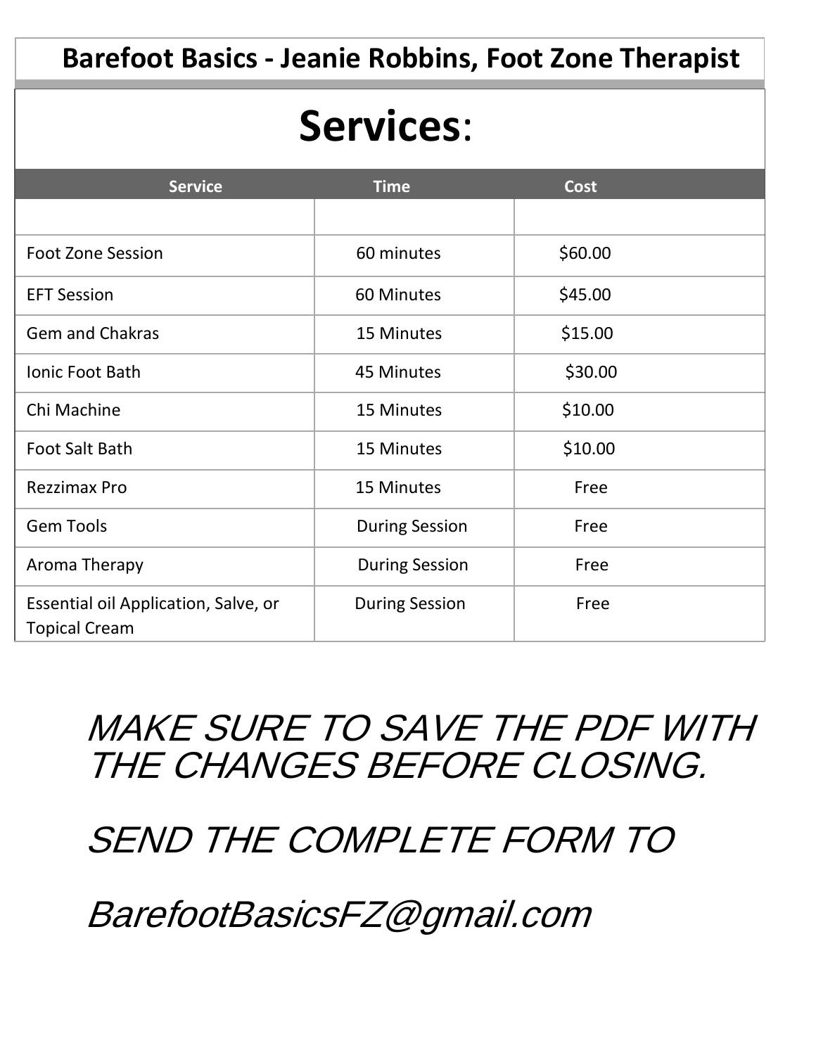# Barefoot Basics - Jeanie Robbins, Foot Zone Therapist

## Services:

| Service | Time | Cost |
|---|---|---|
| | | |
| Foot Zone Session | 60 minutes | $60.00 |
| EFT Session | 60 Minutes | $45.00 |
| Gem and Chakras | 15 Minutes | $15.00 |
| Ionic Foot Bath | 45 Minutes | $30.00 |
| Chi Machine | 15 Minutes | $10.00 |
| Foot Salt Bath | 15 Minutes | $10.00 |
| Rezzimax Pro | 15 Minutes | Free |
| Gem Tools | During Session | Free |
| Aroma Therapy | During Session | Free |
| Essential oil Application, Salve, or Topical Cream | During Session | Free |

*MAKE SURE TO SAVE THE PDF WITH THE CHANGES BEFORE CLOSING.*

*SEND THE COMPLETE FORM TO*

*BarefootBasicsFZ@gmail.com*